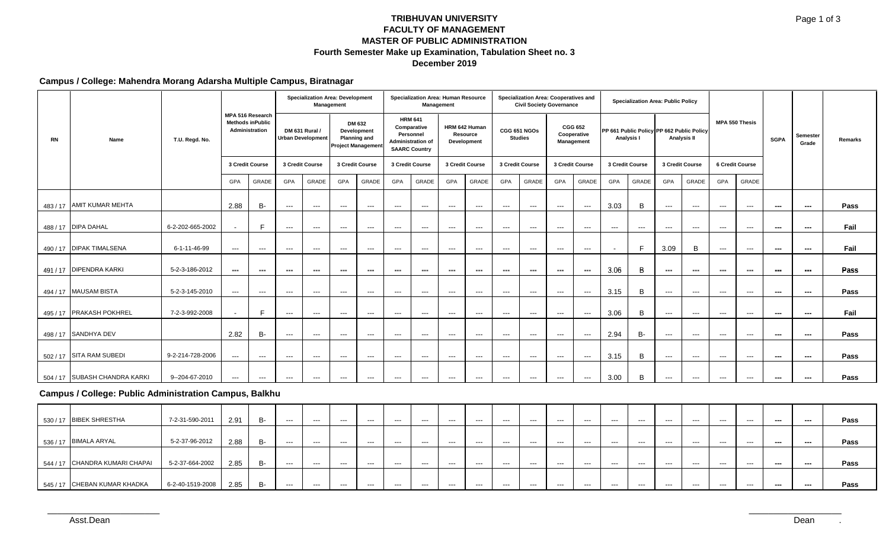# TRIBHUVAN UNIVERSITY
## FACULTY OF MANAGEMENT
## MASTER OF PUBLIC ADMINISTRATION
### Fourth Semester Make up Examination, Tabulation Sheet no. 3
### December 2019

**Campus / College: Mahendra Morang Adarsha Multiple Campus, Biratnagar**

| RN | Name | T.U. Regd. No. | MPA 516 Research Methods inPublic Administration | | Specialization Area: Development Management: DM 631 Rural / Urban Development | | Specialization Area: Development Management: DM 632 Development Planning and Project Management | | Specialization Area: Human Resource Management: HRM 641 Comparative Personnel Administration of SAARC Country | | Specialization Area: Human Resource Management: HRM 642 Human Resource Development | | Specialization Area: Cooperatives and Civil Society Governance: CGG 651 NGOs Studies | | Specialization Area: Cooperatives and Civil Society Governance: CGG 652 Cooperative Management | | Specialization Area: Public Policy: PP 661 Public Policy Analysis I | | Specialization Area: Public Policy: PP 662 Public Policy Analysis II | | MPA 550 Thesis | | SGPA | Semester Grade | Remarks |
|---|---|---|---|---|---|---|---|---|---|---|---|---|---|---|---|---|---|---|---|---|---|---|---|---|---|
| | | | 3 Credit Course | | 3 Credit Course | | 3 Credit Course | | 3 Credit Course | | 3 Credit Course | | 3 Credit Course | | 3 Credit Course | | 3 Credit Course | | 3 Credit Course | | 6 Credit Course | | | | |
| | | | GPA | GRADE | GPA | GRADE | GPA | GRADE | GPA | GRADE | GPA | GRADE | GPA | GRADE | GPA | GRADE | GPA | GRADE | GPA | GRADE | GPA | GRADE | | | |
| 483 / 17 | AMIT KUMAR MEHTA | | 2.88 | B- | --- | --- | --- | --- | --- | --- | --- | --- | --- | --- | --- | --- | 3.03 | B | --- | --- | --- | --- | --- | --- | Pass |
| 488 / 17 | DIPA DAHAL | 6-2-202-665-2002 | - | F | --- | --- | --- | --- | --- | --- | --- | --- | --- | --- | --- | --- | --- | --- | --- | --- | --- | --- | --- | --- | Fail |
| 490 / 17 | DIPAK TIMALSENA | 6-1-11-46-99 | --- | --- | --- | --- | --- | --- | --- | --- | --- | --- | --- | --- | --- | --- | - | F | 3.09 | B | --- | --- | --- | --- | Fail |
| 491 / 17 | DIPENDRA KARKI | 5-2-3-186-2012 | --- | --- | --- | --- | --- | --- | --- | --- | --- | --- | --- | --- | --- | --- | 3.06 | B | --- | --- | --- | --- | --- | --- | Pass |
| 494 / 17 | MAUSAM BISTA | 5-2-3-145-2010 | --- | --- | --- | --- | --- | --- | --- | --- | --- | --- | --- | --- | --- | --- | 3.15 | B | --- | --- | --- | --- | --- | --- | Pass |
| 495 / 17 | PRAKASH POKHREL | 7-2-3-992-2008 | - | F | --- | --- | --- | --- | --- | --- | --- | --- | --- | --- | --- | --- | 3.06 | B | --- | --- | --- | --- | --- | --- | Fail |
| 498 / 17 | SANDHYA DEV | | 2.82 | B- | --- | --- | --- | --- | --- | --- | --- | --- | --- | --- | --- | --- | 2.94 | B- | --- | --- | --- | --- | --- | --- | Pass |
| 502 / 17 | SITA RAM SUBEDI | 9-2-214-728-2006 | --- | --- | --- | --- | --- | --- | --- | --- | --- | --- | --- | --- | --- | --- | 3.15 | B | --- | --- | --- | --- | --- | --- | Pass |
| 504 / 17 | SUBASH CHANDRA KARKI | 9--204-67-2010 | --- | --- | --- | --- | --- | --- | --- | --- | --- | --- | --- | --- | --- | --- | 3.00 | B | --- | --- | --- | --- | --- | --- | Pass |

**Campus / College: Public Administration Campus, Balkhu**

| RN | Name | T.U. Regd. No. | MPA 516 GPA | MPA 516 GRADE | DM 631 GPA | DM 631 GRADE | DM 632 GPA | DM 632 GRADE | HRM 641 GPA | HRM 641 GRADE | HRM 642 GPA | HRM 642 GRADE | CGG 651 GPA | CGG 651 GRADE | CGG 652 GPA | CGG 652 GRADE | PP 661 GPA | PP 661 GRADE | PP 662 GPA | PP 662 GRADE | MPA 550 GPA | MPA 550 GRADE | SGPA | Semester Grade | Remarks |
|---|---|---|---|---|---|---|---|---|---|---|---|---|---|---|---|---|---|---|---|---|---|---|---|---|---|
| 530 / 17 | BIBEK SHRESTHA | 7-2-31-590-2011 | 2.91 | B- | --- | --- | --- | --- | --- | --- | --- | --- | --- | --- | --- | --- | --- | --- | --- | --- | --- | --- | --- | --- | Pass |
| 536 / 17 | BIMALA ARYAL | 5-2-37-96-2012 | 2.88 | B- | --- | --- | --- | --- | --- | --- | --- | --- | --- | --- | --- | --- | --- | --- | --- | --- | --- | --- | --- | --- | Pass |
| 544 / 17 | CHANDRA KUMARI CHAPAI | 5-2-37-664-2002 | 2.85 | B- | --- | --- | --- | --- | --- | --- | --- | --- | --- | --- | --- | --- | --- | --- | --- | --- | --- | --- | --- | --- | Pass |
| 545 / 17 | CHEBAN KUMAR KHADKA | 6-2-40-1519-2008 | 2.85 | B- | --- | --- | --- | --- | --- | --- | --- | --- | --- | --- | --- | --- | --- | --- | --- | --- | --- | --- | --- | --- | Pass |

Asst.Dean

Dean .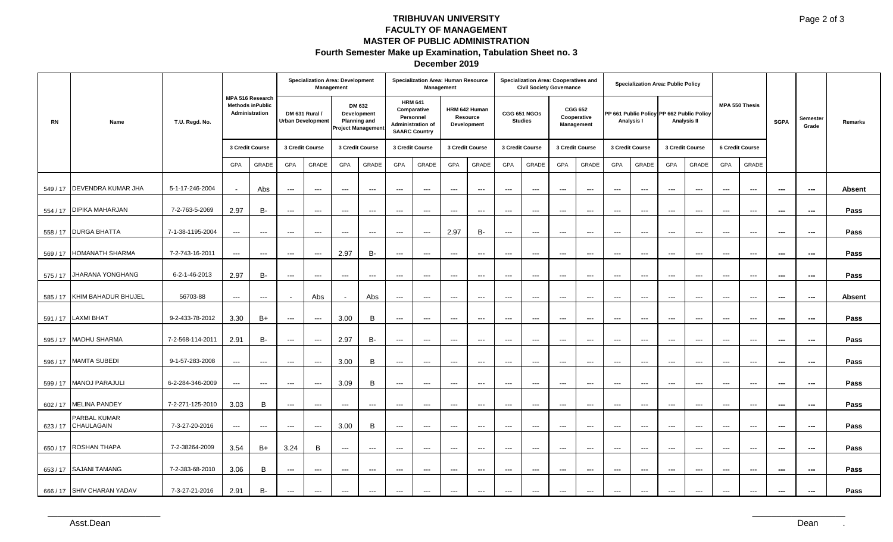# TRIBHUVAN UNIVERSITY
## FACULTY OF MANAGEMENT
## MASTER OF PUBLIC ADMINISTRATION
### Fourth Semester Make up Examination, Tabulation Sheet no. 3
### December 2019

| RN | Name | T.U. Regd. No. | MPA 516 Research Methods inPublic Administration | | Specialization Area: Development Management | | | | Specialization Area: Human Resource Management | | | | Specialization Area: Cooperatives and Civil Society Governance | | | | Specialization Area: Public Policy | | | | MPA 550 Thesis | | SGPA | Semester Grade | Remarks |
|---|---|---|---|---|---|---|---|---|---|---|---|---|---|---|---|---|---|---|---|---|---|---|---|---|---|
| | | | | | DM 631 Rural / Urban Development | | DM 632 Development Planning and Project Management | | HRM 641 Comparative Personnel Administration of SAARC Country | | HRM 642 Human Resource Development | | CGG 651 NGOs Studies | | CGG 652 Cooperative Management | | PP 661 Public Policy Analysis I | | PP 662 Public Policy Analysis II | | | | | | |
| | | | 3 Credit Course | | 3 Credit Course | | 3 Credit Course | | 3 Credit Course | | 3 Credit Course | | 3 Credit Course | | 3 Credit Course | | 3 Credit Course | | 3 Credit Course | | 6 Credit Course | | | | |
| | | | GPA | GRADE | GPA | GRADE | GPA | GRADE | GPA | GRADE | GPA | GRADE | GPA | GRADE | GPA | GRADE | GPA | GRADE | GPA | GRADE | GPA | GRADE | | | |
| 549 / 17 | DEVENDRA KUMAR JHA | 5-1-17-246-2004 | - | Abs | --- | --- | --- | --- | --- | --- | --- | --- | --- | --- | --- | --- | --- | --- | --- | --- | --- | --- | --- | --- | Absent |
| 554 / 17 | DIPIKA MAHARJAN | 7-2-763-5-2069 | 2.97 | B- | --- | --- | --- | --- | --- | --- | --- | --- | --- | --- | --- | --- | --- | --- | --- | --- | --- | --- | --- | --- | Pass |
| 558 / 17 | DURGA BHATTA | 7-1-38-1195-2004 | --- | --- | --- | --- | --- | --- | --- | --- | 2.97 | B- | --- | --- | --- | --- | --- | --- | --- | --- | --- | --- | --- | --- | Pass |
| 569 / 17 | HOMANATH SHARMA | 7-2-743-16-2011 | --- | --- | --- | --- | 2.97 | B- | --- | --- | --- | --- | --- | --- | --- | --- | --- | --- | --- | --- | --- | --- | --- | --- | Pass |
| 575 / 17 | JHARANA YONGHANG | 6-2-1-46-2013 | 2.97 | B- | --- | --- | --- | --- | --- | --- | --- | --- | --- | --- | --- | --- | --- | --- | --- | --- | --- | --- | --- | --- | Pass |
| 585 / 17 | KHIM BAHADUR BHUJEL | 56703-88 | --- | --- | - | Abs | - | Abs | --- | --- | --- | --- | --- | --- | --- | --- | --- | --- | --- | --- | --- | --- | --- | --- | Absent |
| 591 / 17 | LAXMI BHAT | 9-2-433-78-2012 | 3.30 | B+ | --- | --- | 3.00 | B | --- | --- | --- | --- | --- | --- | --- | --- | --- | --- | --- | --- | --- | --- | --- | --- | Pass |
| 595 / 17 | MADHU SHARMA | 7-2-568-114-2011 | 2.91 | B- | --- | --- | 2.97 | B- | --- | --- | --- | --- | --- | --- | --- | --- | --- | --- | --- | --- | --- | --- | --- | --- | Pass |
| 596 / 17 | MAMTA SUBEDI | 9-1-57-283-2008 | --- | --- | --- | --- | 3.00 | B | --- | --- | --- | --- | --- | --- | --- | --- | --- | --- | --- | --- | --- | --- | --- | --- | Pass |
| 599 / 17 | MANOJ PARAJULI | 6-2-284-346-2009 | --- | --- | --- | --- | 3.09 | B | --- | --- | --- | --- | --- | --- | --- | --- | --- | --- | --- | --- | --- | --- | --- | --- | Pass |
| 602 / 17 | MELINA PANDEY | 7-2-271-125-2010 | 3.03 | B | --- | --- | --- | --- | --- | --- | --- | --- | --- | --- | --- | --- | --- | --- | --- | --- | --- | --- | --- | --- | Pass |
| 623 / 17 | PARBAL KUMAR CHAULAGAIN | 7-3-27-20-2016 | --- | --- | --- | --- | 3.00 | B | --- | --- | --- | --- | --- | --- | --- | --- | --- | --- | --- | --- | --- | --- | --- | --- | Pass |
| 650 / 17 | ROSHAN THAPA | 7-2-38264-2009 | 3.54 | B+ | 3.24 | B | --- | --- | --- | --- | --- | --- | --- | --- | --- | --- | --- | --- | --- | --- | --- | --- | --- | --- | Pass |
| 653 / 17 | SAJANI TAMANG | 7-2-383-68-2010 | 3.06 | B | --- | --- | --- | --- | --- | --- | --- | --- | --- | --- | --- | --- | --- | --- | --- | --- | --- | --- | --- | --- | Pass |
| 666 / 17 | SHIV CHARAN YADAV | 7-3-27-21-2016 | 2.91 | B- | --- | --- | --- | --- | --- | --- | --- | --- | --- | --- | --- | --- | --- | --- | --- | --- | --- | --- | --- | --- | Pass |

Asst.Dean

Dean .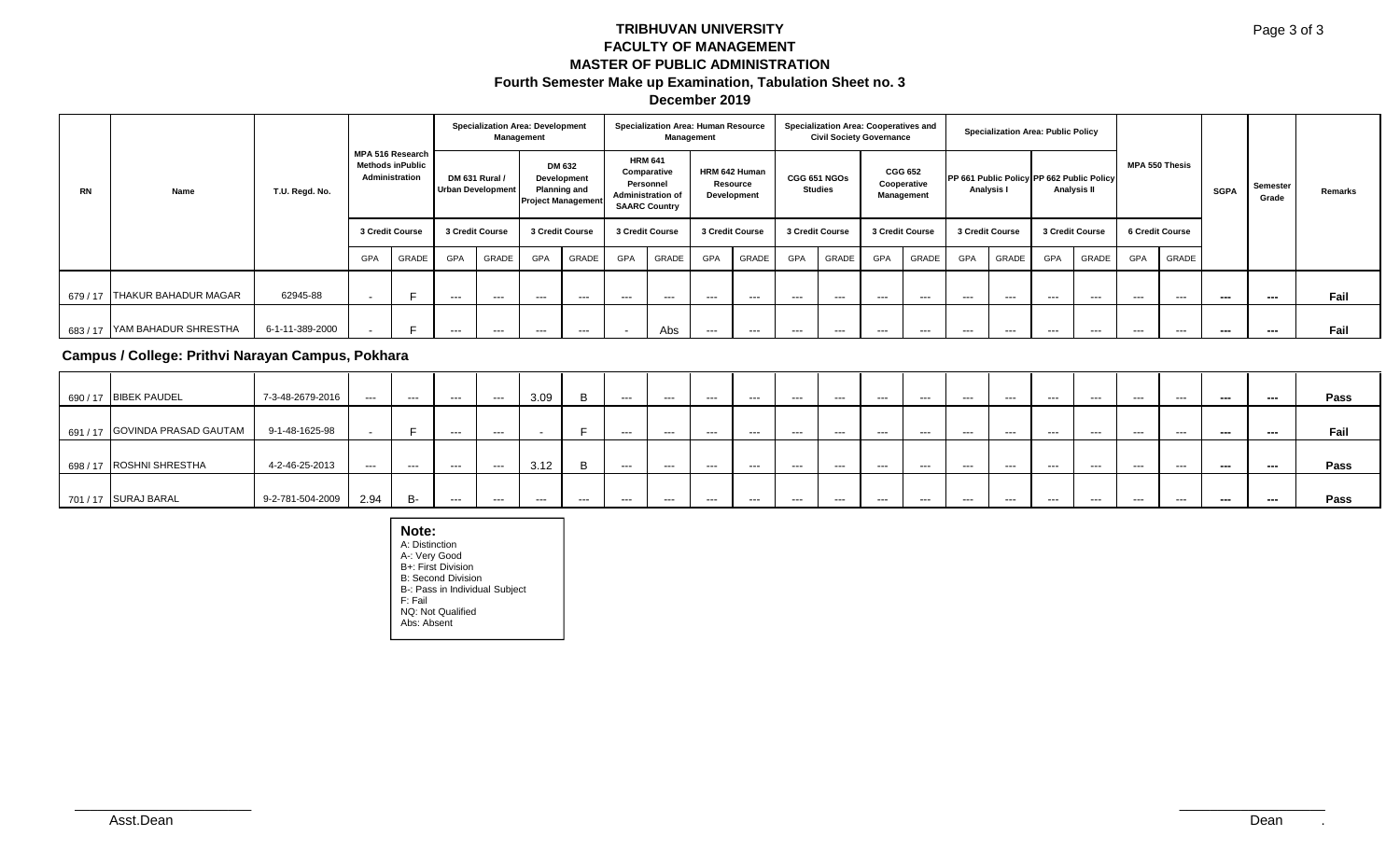# TRIBHUVAN UNIVERSITY
## FACULTY OF MANAGEMENT
## MASTER OF PUBLIC ADMINISTRATION
### Fourth Semester Make up Examination, Tabulation Sheet no. 3
### December 2019

| RN | Name | T.U. Regd. No. | MPA 516 Research Methods inPublic Administration | | Specialization Area: Development Management | | | | Specialization Area: Human Resource Management | | | | Specialization Area: Cooperatives and Civil Society Governance | | | | Specialization Area: Public Policy | | | | MPA 550 Thesis | | SGPA | Semester Grade | Remarks |
|---|---|---|---|---|---|---|---|---|---|---|---|---|---|---|---|---|---|---|---|---|---|---|---|---|---|
| | | | | | DM 631 Rural / Urban Development | | DM 632 Development Planning and Project Management | | HRM 641 Comparative Personnel Administration of SAARC Country | | HRM 642 Human Resource Development | | CGG 651 NGOs Studies | | CGG 652 Cooperative Management | | PP 661 Public Policy Analysis I | | PP 662 Public Policy Analysis II | | | | | | |
| | | | 3 Credit Course | | 3 Credit Course | | 3 Credit Course | | 3 Credit Course | | 3 Credit Course | | 3 Credit Course | | 3 Credit Course | | 3 Credit Course | | 3 Credit Course | | 6 Credit Course | | | | |
| | | | GPA | GRADE | GPA | GRADE | GPA | GRADE | GPA | GRADE | GPA | GRADE | GPA | GRADE | GPA | GRADE | GPA | GRADE | GPA | GRADE | GPA | GRADE | | | |
| 679 / 17 | THAKUR BAHADUR MAGAR | 62945-88 | - | F | --- | --- | --- | --- | --- | --- | --- | --- | --- | --- | --- | --- | --- | --- | --- | --- | --- | --- | --- | --- | Fail |
| 683 / 17 | YAM BAHADUR SHRESTHA | 6-1-11-389-2000 | - | F | --- | --- | --- | --- | - | Abs | --- | --- | --- | --- | --- | --- | --- | --- | --- | --- | --- | --- | --- | --- | Fail |
| **Campus / College: Prithvi Narayan Campus, Pokhara** | | | | | | | | | | | | | | | | | | | | | | | | | |
| 690 / 17 | BIBEK PAUDEL | 7-3-48-2679-2016 | --- | --- | --- | --- | 3.09 | B | --- | --- | --- | --- | --- | --- | --- | --- | --- | --- | --- | --- | --- | --- | --- | --- | Pass |
| 691 / 17 | GOVINDA PRASAD GAUTAM | 9-1-48-1625-98 | - | F | --- | --- | - | F | --- | --- | --- | --- | --- | --- | --- | --- | --- | --- | --- | --- | --- | --- | --- | --- | Fail |
| 698 / 17 | ROSHNI SHRESTHA | 4-2-46-25-2013 | --- | --- | --- | --- | 3.12 | B | --- | --- | --- | --- | --- | --- | --- | --- | --- | --- | --- | --- | --- | --- | --- | --- | Pass |
| 701 / 17 | SURAJ BARAL | 9-2-781-504-2009 | 2.94 | B- | --- | --- | --- | --- | --- | --- | --- | --- | --- | --- | --- | --- | --- | --- | --- | --- | --- | --- | --- | --- | Pass |

**Note:**
A: Distinction
A-: Very Good
B+: First Division
B: Second Division
B-: Pass in Individual Subject
F: Fail
NQ: Not Qualified
Abs: Absent

Asst.Dean

Dean .